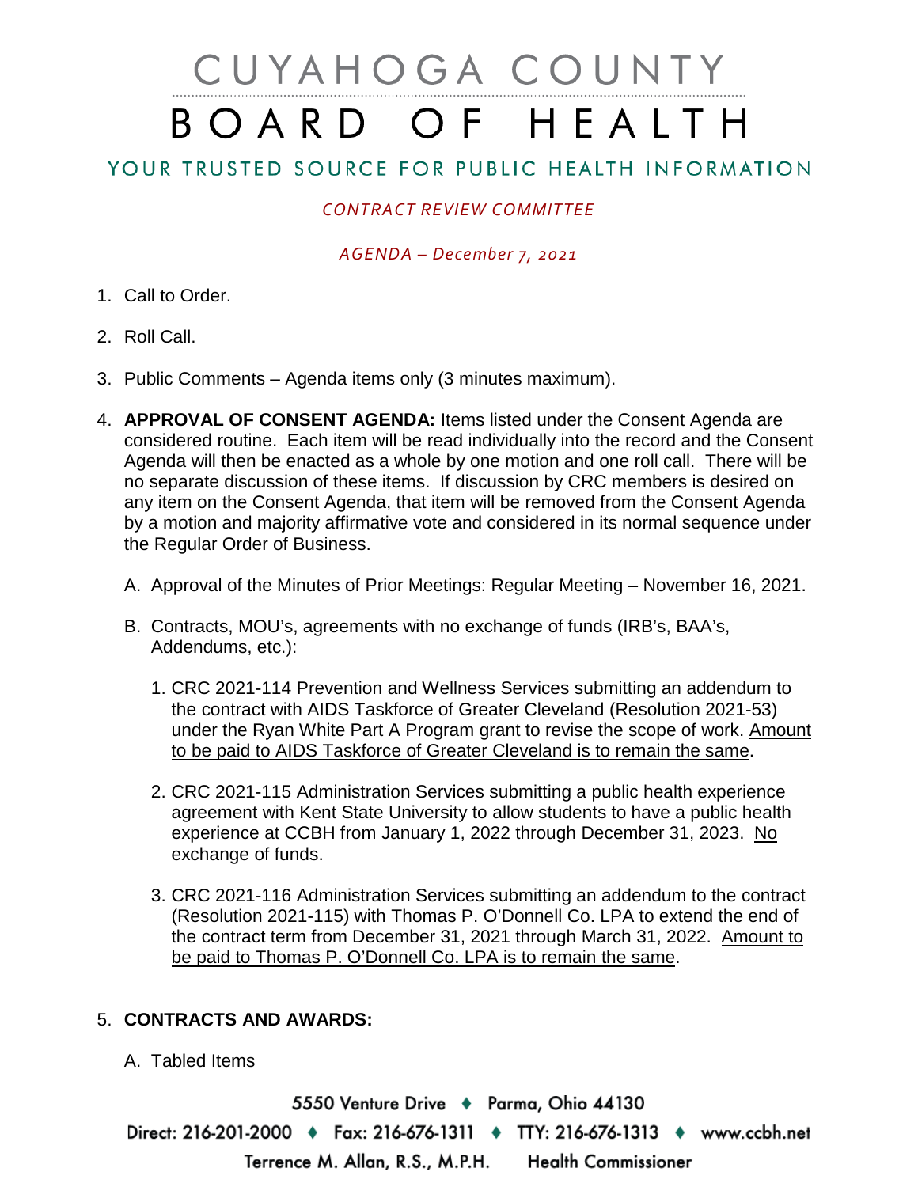# CUYAHOGA COUNTY BOARD OF HEALTH

## YOUR TRUSTED SOURCE FOR PUBLIC HEALTH INFORMATION

*CONTRACT REVIEW COMMITTEE*

*AGENDA – December 7, 2021*

1. Call to Order.

2. Roll Call.

3. Public Comments – Agenda items only (3 minutes maximum).

4. **APPROVAL OF CONSENT AGENDA:** Items listed under the Consent Agenda are considered routine. Each item will be read individually into the record and the Consent Agenda will then be enacted as a whole by one motion and one roll call. There will be no separate discussion of these items. If discussion by CRC members is desired on any item on the Consent Agenda, that item will be removed from the Consent Agenda by a motion and majority affirmative vote and considered in its normal sequence under the Regular Order of Business.

   A. Approval of the Minutes of Prior Meetings: Regular Meeting – November 16, 2021.

   B. Contracts, MOU's, agreements with no exchange of funds (IRB's, BAA's, Addendums, etc.):

      1. CRC 2021-114 Prevention and Wellness Services submitting an addendum to the contract with AIDS Taskforce of Greater Cleveland (Resolution 2021-53) under the Ryan White Part A Program grant to revise the scope of work. Amount to be paid to AIDS Taskforce of Greater Cleveland is to remain the same.

      2. CRC 2021-115 Administration Services submitting a public health experience agreement with Kent State University to allow students to have a public health experience at CCBH from January 1, 2022 through December 31, 2023. No exchange of funds.

      3. CRC 2021-116 Administration Services submitting an addendum to the contract (Resolution 2021-115) with Thomas P. O'Donnell Co. LPA to extend the end of the contract term from December 31, 2021 through March 31, 2022. Amount to be paid to Thomas P. O'Donnell Co. LPA is to remain the same.

5. **CONTRACTS AND AWARDS:**

   A. Tabled Items

5550 Venture Drive ♦ Parma, Ohio 44130

Direct: 216-201-2000 ♦ Fax: 216-676-1311 ♦ TTY: 216-676-1313 ♦ www.ccbh.net

Terrence M. Allan, R.S., M.P.H. Health Commissioner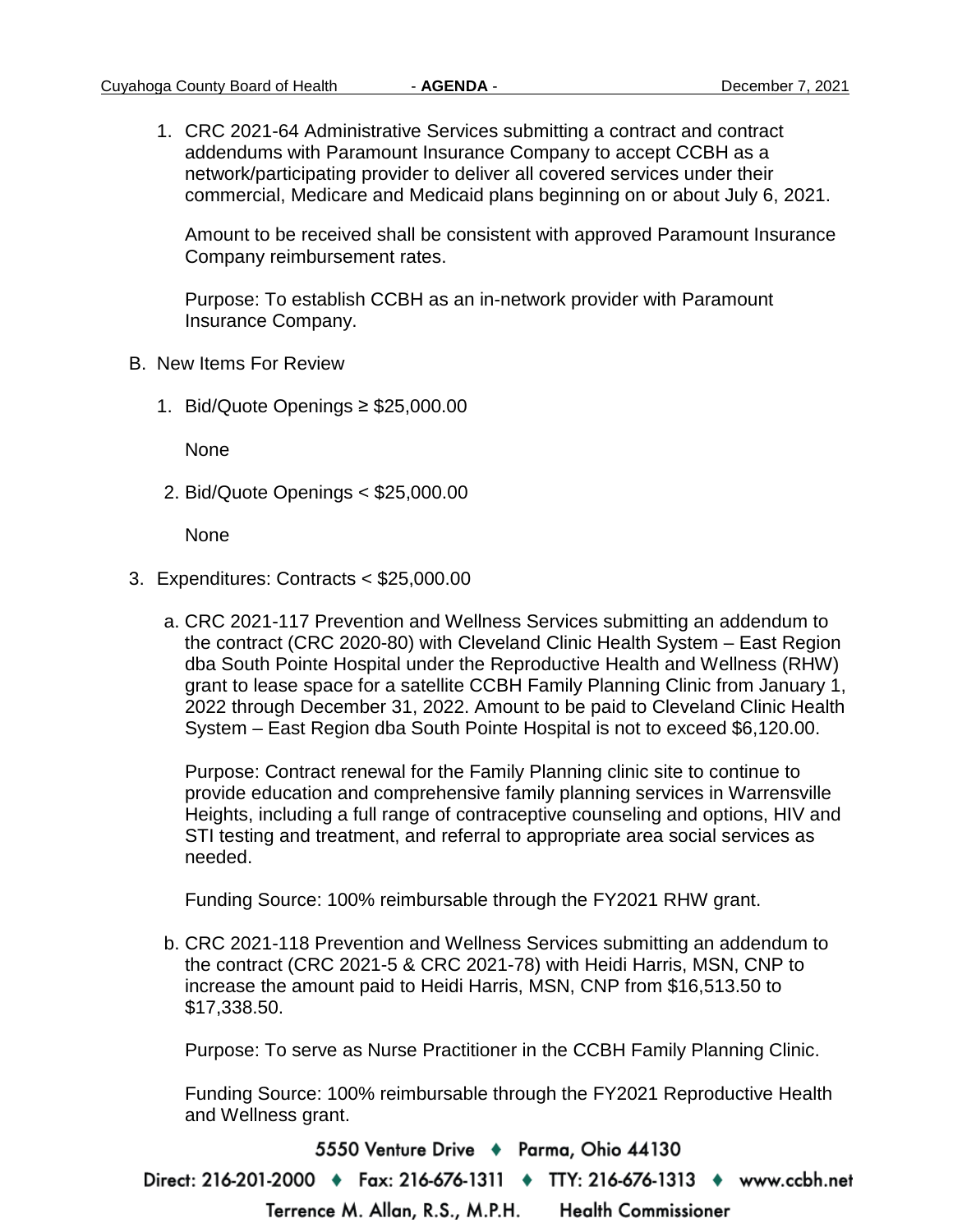1. CRC 2021-64 Administrative Services submitting a contract and contract addendums with Paramount Insurance Company to accept CCBH as a network/participating provider to deliver all covered services under their commercial, Medicare and Medicaid plans beginning on or about July 6, 2021.

   Amount to be received shall be consistent with approved Paramount Insurance Company reimbursement rates.

   Purpose: To establish CCBH as an in-network provider with Paramount Insurance Company.

B. New Items For Review

   1. Bid/Quote Openings ≥ $25,000.00

      None

   2. Bid/Quote Openings < $25,000.00

      None

3. Expenditures: Contracts < $25,000.00

   a. CRC 2021-117 Prevention and Wellness Services submitting an addendum to the contract (CRC 2020-80) with Cleveland Clinic Health System – East Region dba South Pointe Hospital under the Reproductive Health and Wellness (RHW) grant to lease space for a satellite CCBH Family Planning Clinic from January 1, 2022 through December 31, 2022. Amount to be paid to Cleveland Clinic Health System – East Region dba South Pointe Hospital is not to exceed $6,120.00.

      Purpose: Contract renewal for the Family Planning clinic site to continue to provide education and comprehensive family planning services in Warrensville Heights, including a full range of contraceptive counseling and options, HIV and STI testing and treatment, and referral to appropriate area social services as needed.

      Funding Source: 100% reimbursable through the FY2021 RHW grant.

   b. CRC 2021-118 Prevention and Wellness Services submitting an addendum to the contract (CRC 2021-5 & CRC 2021-78) with Heidi Harris, MSN, CNP to increase the amount paid to Heidi Harris, MSN, CNP from $16,513.50 to $17,338.50.

      Purpose: To serve as Nurse Practitioner in the CCBH Family Planning Clinic.

      Funding Source: 100% reimbursable through the FY2021 Reproductive Health and Wellness grant.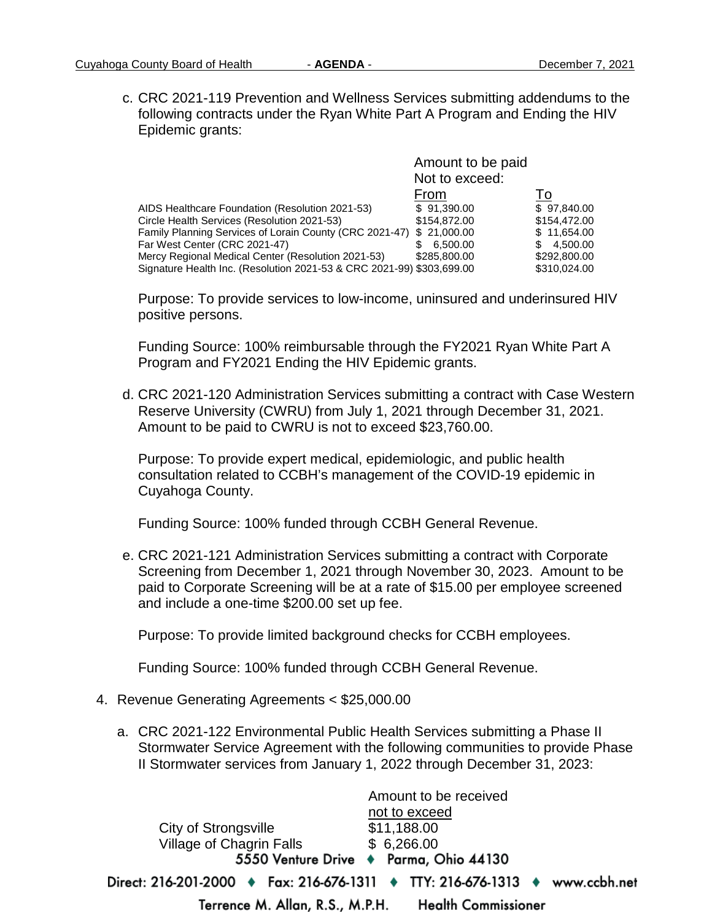c. CRC 2021-119 Prevention and Wellness Services submitting addendums to the following contracts under the Ryan White Part A Program and Ending the HIV Epidemic grants:

| | Amount to be paid Not to exceed: From | To |
|---|---|---|
| AIDS Healthcare Foundation (Resolution 2021-53) | $ 91,390.00 | $ 97,840.00 |
| Circle Health Services (Resolution 2021-53) | $154,872.00 | $154,472.00 |
| Family Planning Services of Lorain County (CRC 2021-47) | $ 21,000.00 | $ 11,654.00 |
| Far West Center (CRC 2021-47) | $ 6,500.00 | $ 4,500.00 |
| Mercy Regional Medical Center (Resolution 2021-53) | $285,800.00 | $292,800.00 |
| Signature Health Inc. (Resolution 2021-53 & CRC 2021-99) | $303,699.00 | $310,024.00 |

Purpose: To provide services to low-income, uninsured and underinsured HIV positive persons.

Funding Source: 100% reimbursable through the FY2021 Ryan White Part A Program and FY2021 Ending the HIV Epidemic grants.

d. CRC 2021-120 Administration Services submitting a contract with Case Western Reserve University (CWRU) from July 1, 2021 through December 31, 2021. Amount to be paid to CWRU is not to exceed $23,760.00.

Purpose: To provide expert medical, epidemiologic, and public health consultation related to CCBH's management of the COVID-19 epidemic in Cuyahoga County.

Funding Source: 100% funded through CCBH General Revenue.

e. CRC 2021-121 Administration Services submitting a contract with Corporate Screening from December 1, 2021 through November 30, 2023. Amount to be paid to Corporate Screening will be at a rate of $15.00 per employee screened and include a one-time $200.00 set up fee.

Purpose: To provide limited background checks for CCBH employees.

Funding Source: 100% funded through CCBH General Revenue.

4. Revenue Generating Agreements < $25,000.00

a. CRC 2021-122 Environmental Public Health Services submitting a Phase II Stormwater Service Agreement with the following communities to provide Phase II Stormwater services from January 1, 2022 through December 31, 2023:

| | Amount to be received not to exceed |
|---|---|
| City of Strongsville | $11,188.00 |
| Village of Chagrin Falls | $ 6,266.00 |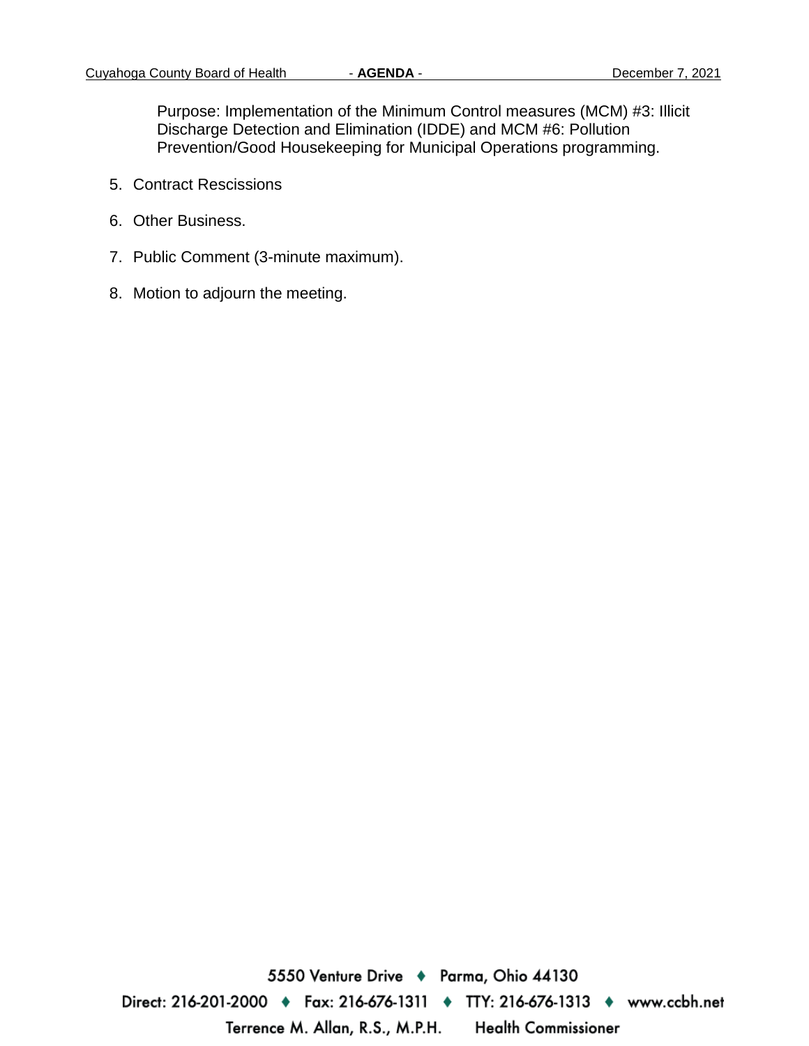Purpose: Implementation of the Minimum Control measures (MCM) #3: Illicit Discharge Detection and Elimination (IDDE) and MCM #6: Pollution Prevention/Good Housekeeping for Municipal Operations programming.

5. Contract Rescissions

6. Other Business.

7. Public Comment (3-minute maximum).

8. Motion to adjourn the meeting.